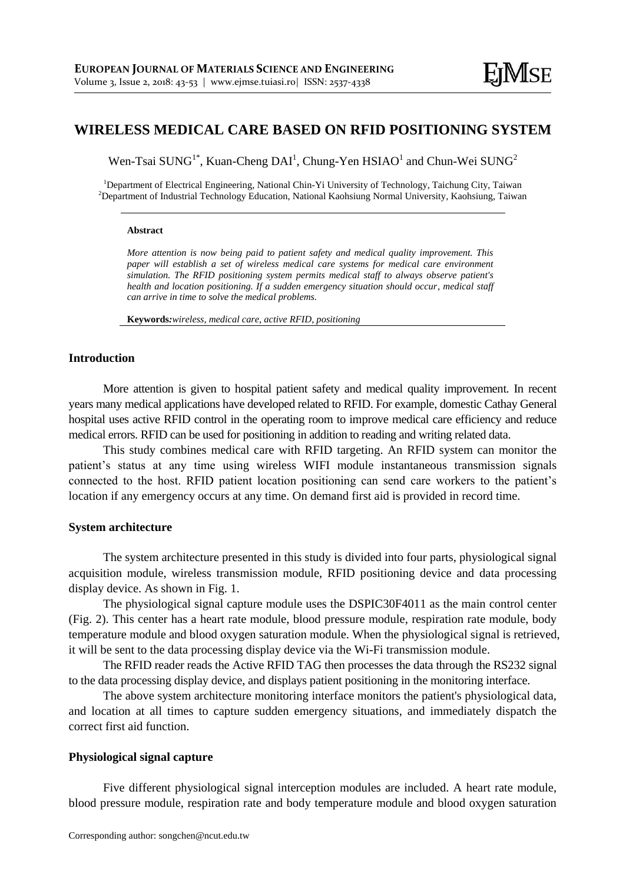# WIRELESS MEDICAL CARE BASED ON RFID POSITIONING SYSTEM

Wen-Tsai SUNG[1*], Kuan-Cheng DAI[1], Chung-Yen HSIAO[1] and Chun-Wei SUNG[2]

[1]Department of Electrical Engineering, National Chin-Yi University of Technology, Taichung City, Taiwan
[2]Department of Industrial Technology Education, National Kaohsiung Normal University, Kaohsiung, Taiwan

**Abstract**

*More attention is now being paid to patient safety and medical quality improvement. This paper will establish a set of wireless medical care systems for medical care environment simulation. The RFID positioning system permits medical staff to always observe patient's health and location positioning. If a sudden emergency situation should occur, medical staff can arrive in time to solve the medical problems.*

**Keywords:** *wireless, medical care, active RFID, positioning*

## Introduction

More attention is given to hospital patient safety and medical quality improvement. In recent years many medical applications have developed related to RFID. For example, domestic Cathay General hospital uses active RFID control in the operating room to improve medical care efficiency and reduce medical errors. RFID can be used for positioning in addition to reading and writing related data.

This study combines medical care with RFID targeting. An RFID system can monitor the patient's status at any time using wireless WIFI module instantaneous transmission signals connected to the host. RFID patient location positioning can send care workers to the patient's location if any emergency occurs at any time. On demand first aid is provided in record time.

## System architecture

The system architecture presented in this study is divided into four parts, physiological signal acquisition module, wireless transmission module, RFID positioning device and data processing display device. As shown in Fig. 1.

The physiological signal capture module uses the DSPIC30F4011 as the main control center (Fig. 2). This center has a heart rate module, blood pressure module, respiration rate module, body temperature module and blood oxygen saturation module. When the physiological signal is retrieved, it will be sent to the data processing display device via the Wi-Fi transmission module.

The RFID reader reads the Active RFID TAG then processes the data through the RS232 signal to the data processing display device, and displays patient positioning in the monitoring interface.

The above system architecture monitoring interface monitors the patient's physiological data, and location at all times to capture sudden emergency situations, and immediately dispatch the correct first aid function.

## Physiological signal capture

Five different physiological signal interception modules are included. A heart rate module, blood pressure module, respiration rate and body temperature module and blood oxygen saturation

Corresponding author: songchen@ncut.edu.tw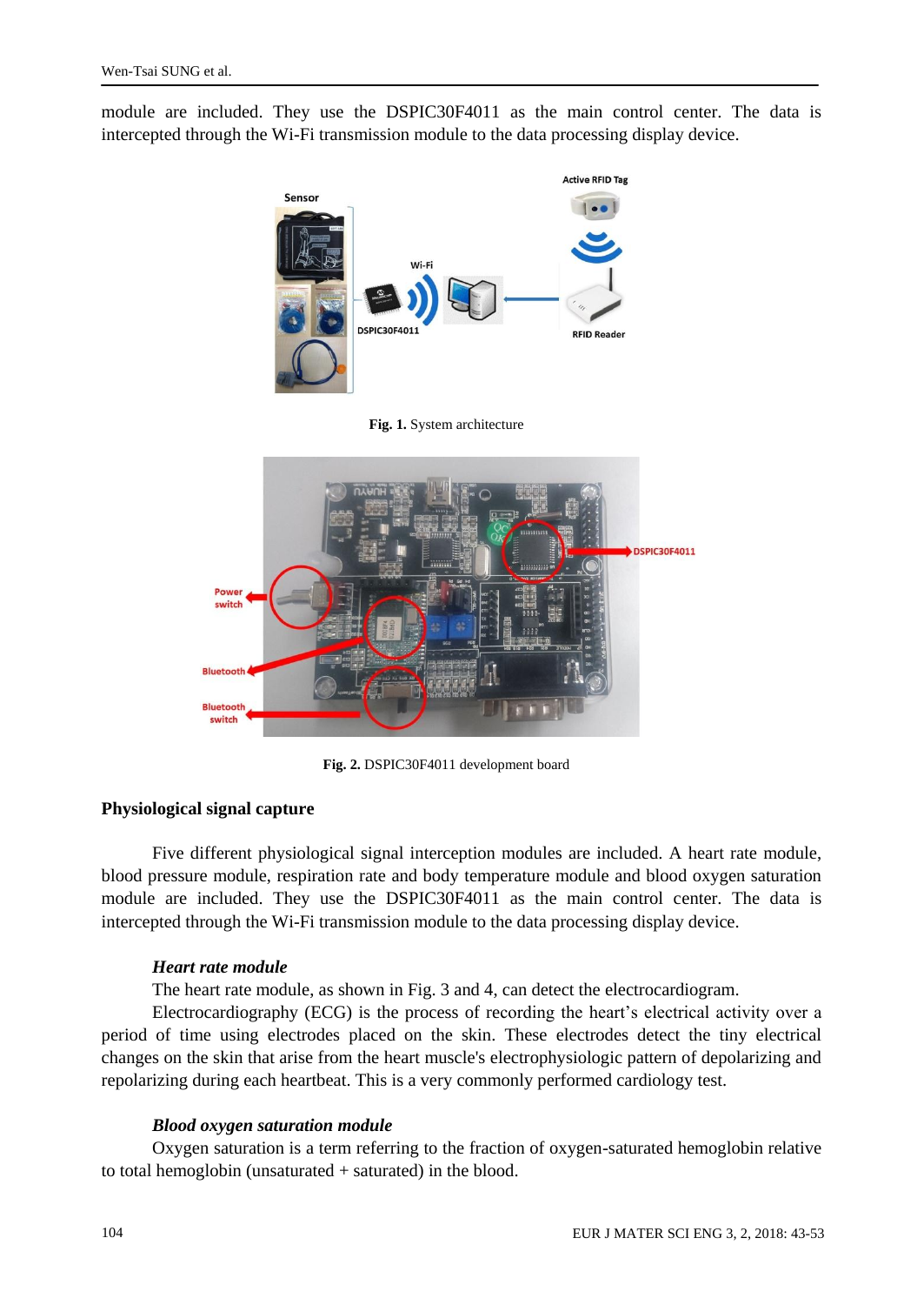module are included. They use the DSPIC30F4011 as the main control center. The data is intercepted through the Wi-Fi transmission module to the data processing display device.

**Fig. 1.** System architecture

**Fig. 2.** DSPIC30F4011 development board

## Physiological signal capture

Five different physiological signal interception modules are included. A heart rate module, blood pressure module, respiration rate and body temperature module and blood oxygen saturation module are included. They use the DSPIC30F4011 as the main control center. The data is intercepted through the Wi-Fi transmission module to the data processing display device.

### *Heart rate module*

The heart rate module, as shown in Fig. 3 and 4, can detect the electrocardiogram.

Electrocardiography (ECG) is the process of recording the heart's electrical activity over a period of time using electrodes placed on the skin. These electrodes detect the tiny electrical changes on the skin that arise from the heart muscle's electrophysiologic pattern of depolarizing and repolarizing during each heartbeat. This is a very commonly performed cardiology test.

### *Blood oxygen saturation module*

Oxygen saturation is a term referring to the fraction of oxygen-saturated hemoglobin relative to total hemoglobin (unsaturated + saturated) in the blood.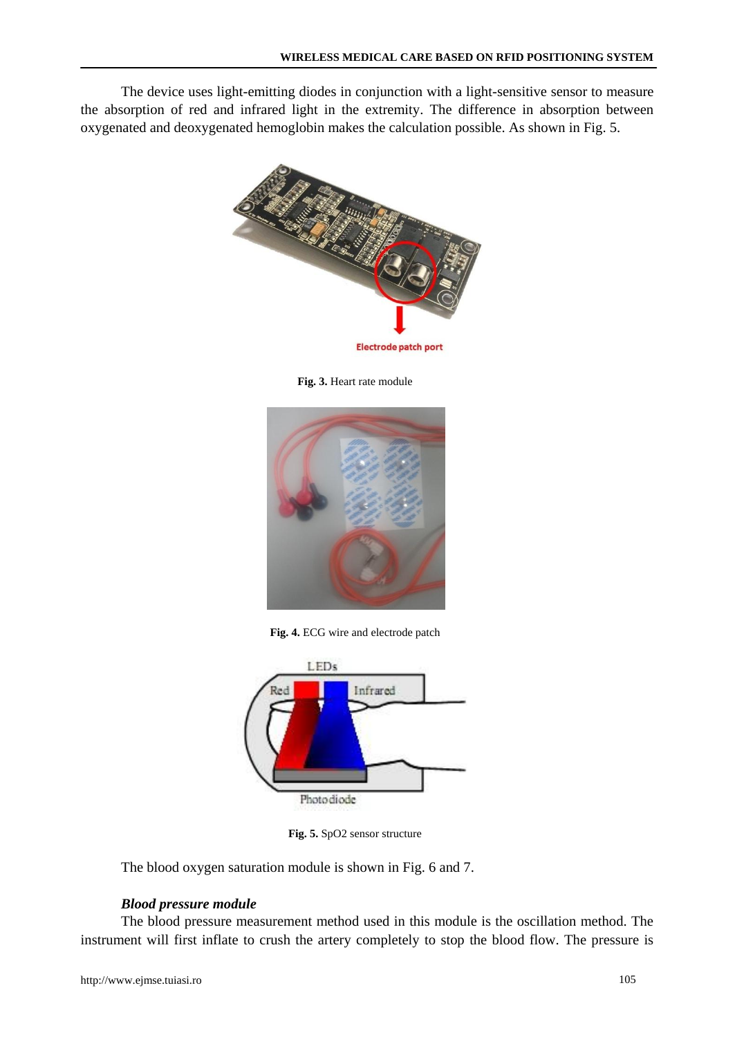The device uses light-emitting diodes in conjunction with a light-sensitive sensor to measure the absorption of red and infrared light in the extremity. The difference in absorption between oxygenated and deoxygenated hemoglobin makes the calculation possible. As shown in Fig. 5.

**Fig. 3.** Heart rate module

**Fig. 4.** ECG wire and electrode patch

**Fig. 5.** SpO2 sensor structure

The blood oxygen saturation module is shown in Fig. 6 and 7.

***Blood pressure module***

The blood pressure measurement method used in this module is the oscillation method. The instrument will first inflate to crush the artery completely to stop the blood flow. The pressure is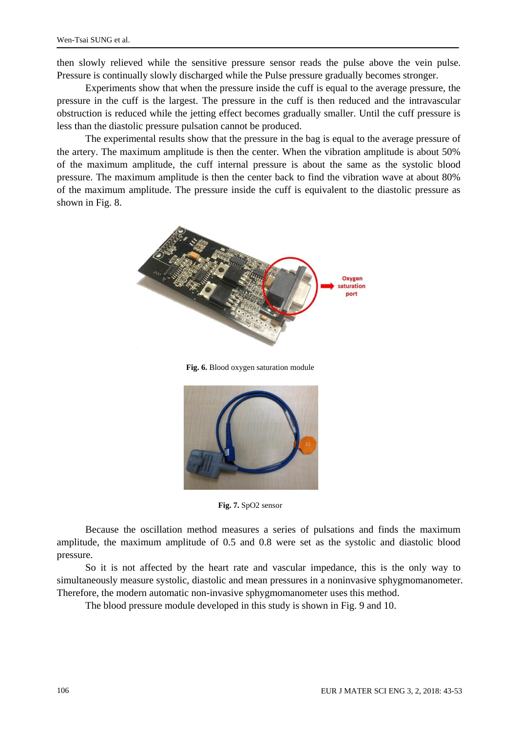then slowly relieved while the sensitive pressure sensor reads the pulse above the vein pulse. Pressure is continually slowly discharged while the Pulse pressure gradually becomes stronger.

Experiments show that when the pressure inside the cuff is equal to the average pressure, the pressure in the cuff is the largest. The pressure in the cuff is then reduced and the intravascular obstruction is reduced while the jetting effect becomes gradually smaller. Until the cuff pressure is less than the diastolic pressure pulsation cannot be produced.

The experimental results show that the pressure in the bag is equal to the average pressure of the artery. The maximum amplitude is then the center. When the vibration amplitude is about 50% of the maximum amplitude, the cuff internal pressure is about the same as the systolic blood pressure. The maximum amplitude is then the center back to find the vibration wave at about 80% of the maximum amplitude. The pressure inside the cuff is equivalent to the diastolic pressure as shown in Fig. 8.

**Fig. 6.** Blood oxygen saturation module

**Fig. 7.** SpO2 sensor

Because the oscillation method measures a series of pulsations and finds the maximum amplitude, the maximum amplitude of 0.5 and 0.8 were set as the systolic and diastolic blood pressure.

So it is not affected by the heart rate and vascular impedance, this is the only way to simultaneously measure systolic, diastolic and mean pressures in a noninvasive sphygmomanometer. Therefore, the modern automatic non-invasive sphygmomanometer uses this method.

The blood pressure module developed in this study is shown in Fig. 9 and 10.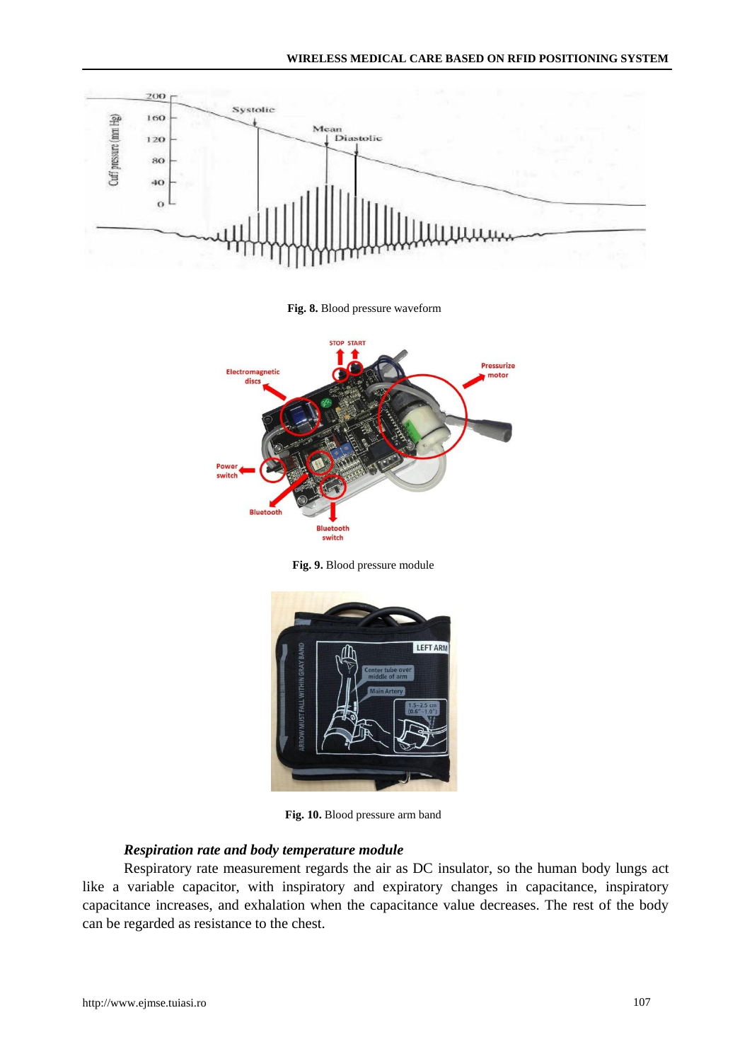Fig. 8. Blood pressure waveform

Fig. 9. Blood pressure module

Fig. 10. Blood pressure arm band

***Respiration rate and body temperature module***

Respiratory rate measurement regards the air as DC insulator, so the human body lungs act like a variable capacitor, with inspiratory and expiratory changes in capacitance, inspiratory capacitance increases, and exhalation when the capacitance value decreases. The rest of the body can be regarded as resistance to the chest.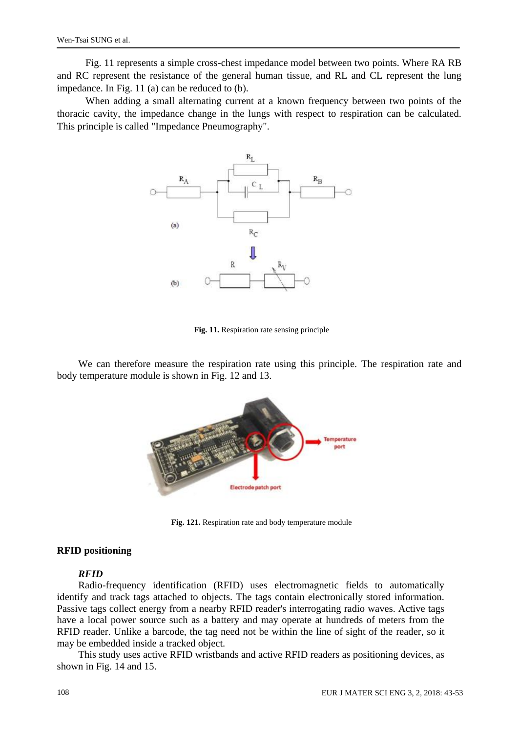Fig. 11 represents a simple cross-chest impedance model between two points. Where RA RB and RC represent the resistance of the general human tissue, and RL and CL represent the lung impedance. In Fig. 11 (a) can be reduced to (b).

When adding a small alternating current at a known frequency between two points of the thoracic cavity, the impedance change in the lungs with respect to respiration can be calculated. This principle is called "Impedance Pneumography".

**Fig. 11.** Respiration rate sensing principle

We can therefore measure the respiration rate using this principle. The respiration rate and body temperature module is shown in Fig. 12 and 13.

**Fig. 121.** Respiration rate and body temperature module

## RFID positioning

### *RFID*

Radio-frequency identification (RFID) uses electromagnetic fields to automatically identify and track tags attached to objects. The tags contain electronically stored information. Passive tags collect energy from a nearby RFID reader's interrogating radio waves. Active tags have a local power source such as a battery and may operate at hundreds of meters from the RFID reader. Unlike a barcode, the tag need not be within the line of sight of the reader, so it may be embedded inside a tracked object.

This study uses active RFID wristbands and active RFID readers as positioning devices, as shown in Fig. 14 and 15.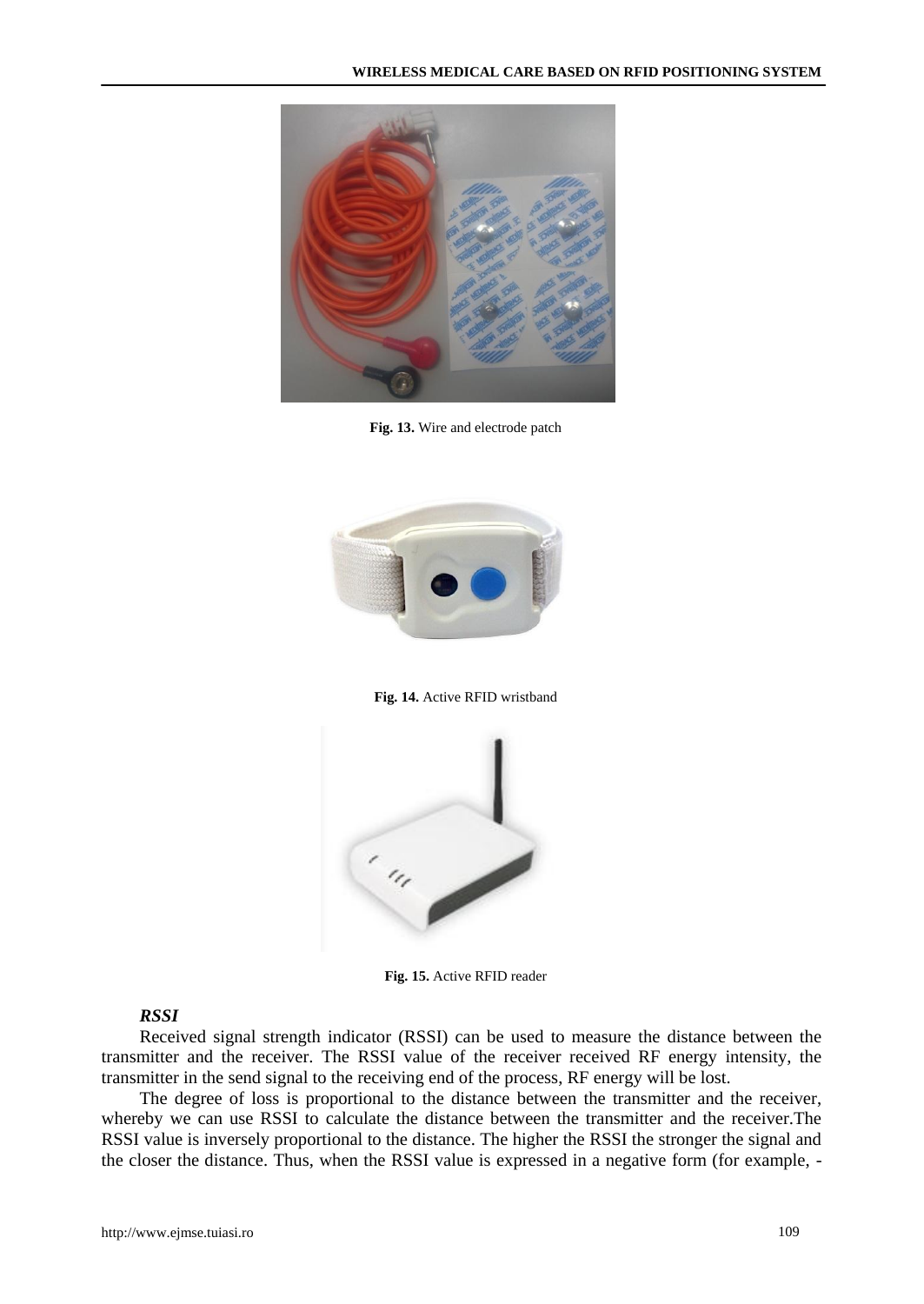Fig. 13. Wire and electrode patch

Fig. 14. Active RFID wristband

Fig. 15. Active RFID reader

***RSSI***

Received signal strength indicator (RSSI) can be used to measure the distance between the transmitter and the receiver. The RSSI value of the receiver received RF energy intensity, the transmitter in the send signal to the receiving end of the process, RF energy will be lost.

The degree of loss is proportional to the distance between the transmitter and the receiver, whereby we can use RSSI to calculate the distance between the transmitter and the receiver.The RSSI value is inversely proportional to the distance. The higher the RSSI the stronger the signal and the closer the distance. Thus, when the RSSI value is expressed in a negative form (for example, -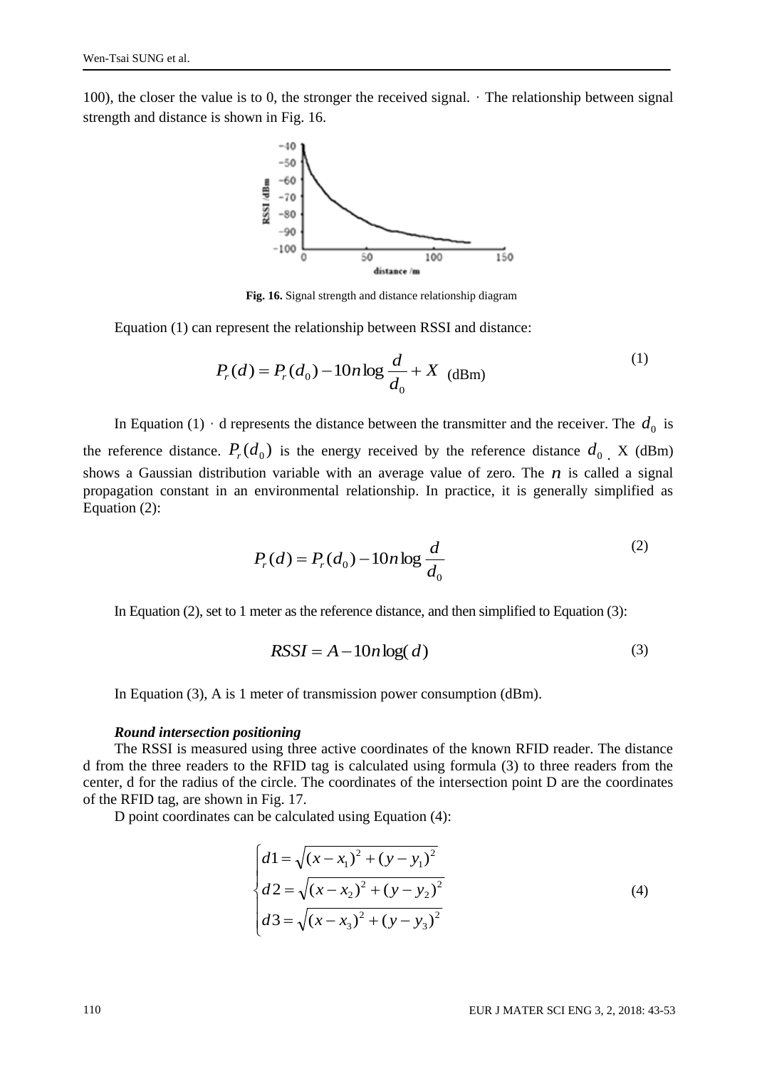100), the closer the value is to 0, the stronger the received signal. · The relationship between signal strength and distance is shown in Fig. 16.

**Fig. 16.** Signal strength and distance relationship diagram

Equation (1) can represent the relationship between RSSI and distance:

$$P_r(d) = P_r(d_0) - 10n\log\frac{d}{d_0} + X \text{ (dBm)} \tag{1}$$

In Equation (1) · d represents the distance between the transmitter and the receiver. The $d_0$ is the reference distance. $P_r(d_0)$ is the energy received by the reference distance $d_0$. X (dBm) shows a Gaussian distribution variable with an average value of zero. The $n$ is called a signal propagation constant in an environmental relationship. In practice, it is generally simplified as Equation (2):

$$P_r(d) = P_r(d_0) - 10n\log\frac{d}{d_0} \tag{2}$$

In Equation (2), set to 1 meter as the reference distance, and then simplified to Equation (3):

$$RSSI = A - 10n\log(d) \tag{3}$$

In Equation (3), A is 1 meter of transmission power consumption (dBm).

***Round intersection positioning***

The RSSI is measured using three active coordinates of the known RFID reader. The distance d from the three readers to the RFID tag is calculated using formula (3) to three readers from the center, d for the radius of the circle. The coordinates of the intersection point D are the coordinates of the RFID tag, are shown in Fig. 17.

D point coordinates can be calculated using Equation (4):

$$\begin{cases} d1 = \sqrt{(x-x_1)^2 + (y-y_1)^2} \\ d2 = \sqrt{(x-x_2)^2 + (y-y_2)^2} \\ d3 = \sqrt{(x-x_3)^2 + (y-y_3)^2} \end{cases} \tag{4}$$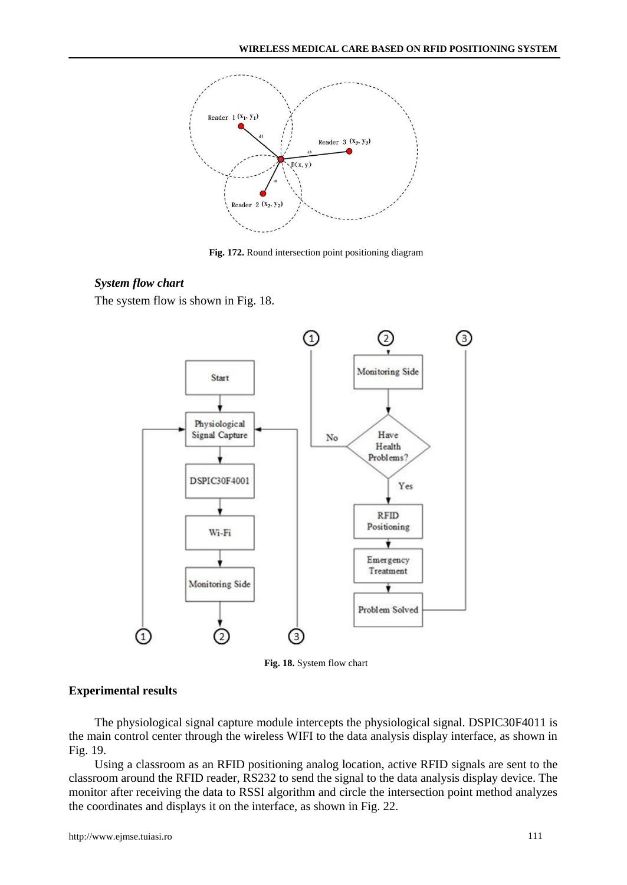Fig. 172. Round intersection point positioning diagram

### *System flow chart*

The system flow is shown in Fig. 18.

Fig. 18. System flow chart

## Experimental results

The physiological signal capture module intercepts the physiological signal. DSPIC30F4011 is the main control center through the wireless WIFI to the data analysis display interface, as shown in Fig. 19.

Using a classroom as an RFID positioning analog location, active RFID signals are sent to the classroom around the RFID reader, RS232 to send the signal to the data analysis display device. The monitor after receiving the data to RSSI algorithm and circle the intersection point method analyzes the coordinates and displays it on the interface, as shown in Fig. 22.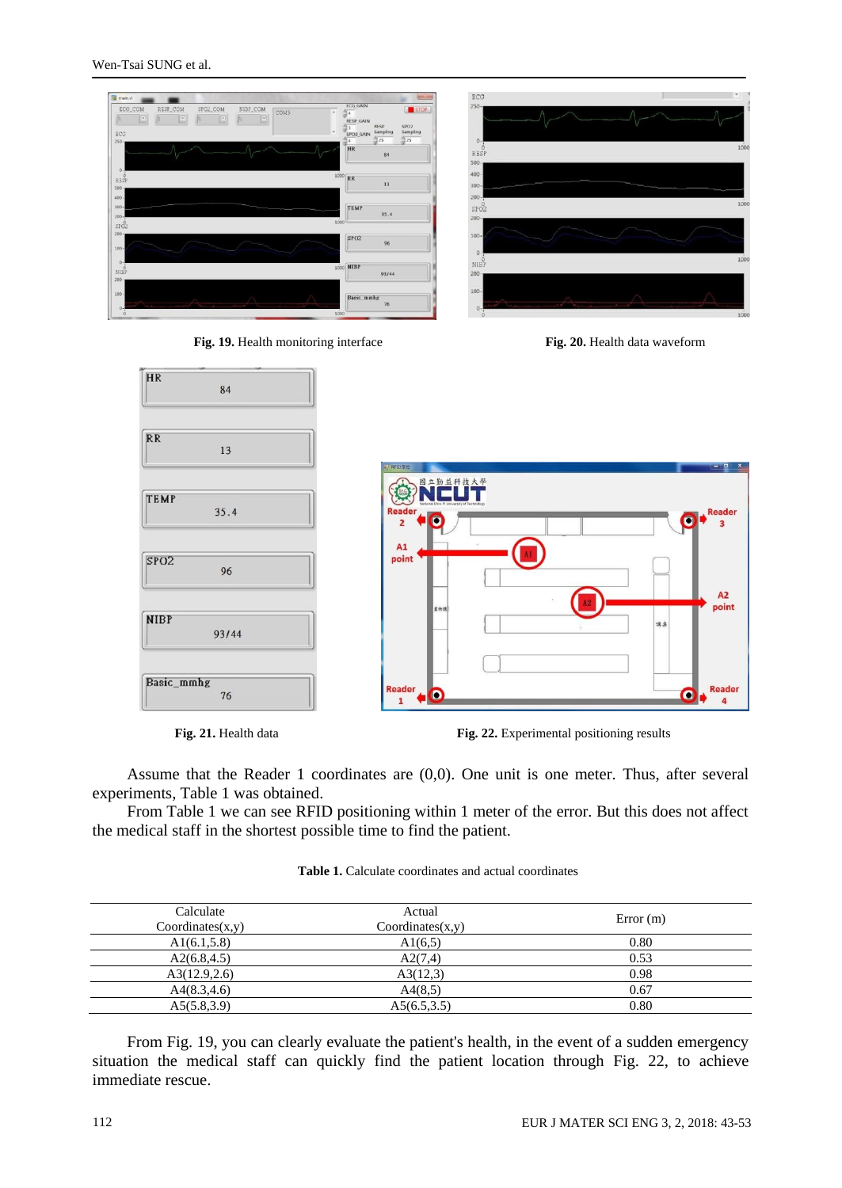**Fig. 19.** Health monitoring interface

**Fig. 20.** Health data waveform

**Fig. 21.** Health data

**Fig. 22.** Experimental positioning results

Assume that the Reader 1 coordinates are (0,0). One unit is one meter. Thus, after several experiments, Table 1 was obtained.

From Table 1 we can see RFID positioning within 1 meter of the error. But this does not affect the medical staff in the shortest possible time to find the patient.

**Table 1.** Calculate coordinates and actual coordinates

| Calculate Coordinates(x,y) | Actual Coordinates(x,y) | Error (m) |
|---|---|---|
| A1(6.1,5.8) | A1(6,5) | 0.80 |
| A2(6.8,4.5) | A2(7,4) | 0.53 |
| A3(12.9,2.6) | A3(12,3) | 0.98 |
| A4(8.3,4.6) | A4(8,5) | 0.67 |
| A5(5.8,3.9) | A5(6.5,3.5) | 0.80 |

From Fig. 19, you can clearly evaluate the patient's health, in the event of a sudden emergency situation the medical staff can quickly find the patient location through Fig. 22, to achieve immediate rescue.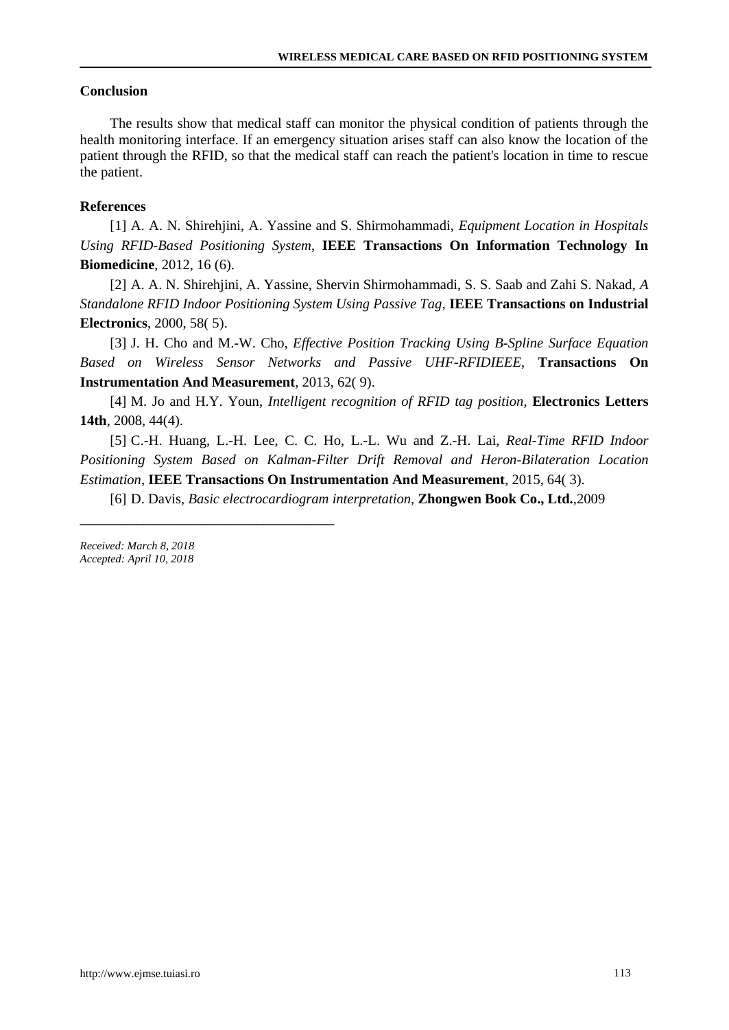## Conclusion

The results show that medical staff can monitor the physical condition of patients through the health monitoring interface. If an emergency situation arises staff can also know the location of the patient through the RFID, so that the medical staff can reach the patient's location in time to rescue the patient.

## References

[1] A. A. N. Shirehjini, A. Yassine and S. Shirmohammadi, *Equipment Location in Hospitals Using RFID-Based Positioning System*, **IEEE Transactions On Information Technology In Biomedicine**, 2012, 16 (6).

[2] A. A. N. Shirehjini, A. Yassine, Shervin Shirmohammadi, S. S. Saab and Zahi S. Nakad, *A Standalone RFID Indoor Positioning System Using Passive Tag*, **IEEE Transactions on Industrial Electronics**, 2000, 58( 5).

[3] J. H. Cho and M.-W. Cho, *Effective Position Tracking Using B-Spline Surface Equation Based on Wireless Sensor Networks and Passive UHF-RFIDIEEE*, **Transactions On Instrumentation And Measurement**, 2013, 62( 9).

[4] M. Jo and H.Y. Youn, *Intelligent recognition of RFID tag position*, **Electronics Letters 14th**, 2008, 44(4).

[5] C.-H. Huang, L.-H. Lee, C. C. Ho, L.-L. Wu and Z.-H. Lai, *Real-Time RFID Indoor Positioning System Based on Kalman-Filter Drift Removal and Heron-Bilateration Location Estimation*, **IEEE Transactions On Instrumentation And Measurement**, 2015, 64( 3).

[6] D. Davis, *Basic electrocardiogram interpretation*, **Zhongwen Book Co., Ltd.**,2009

---

*Received: March 8, 2018*
*Accepted: April 10, 2018*